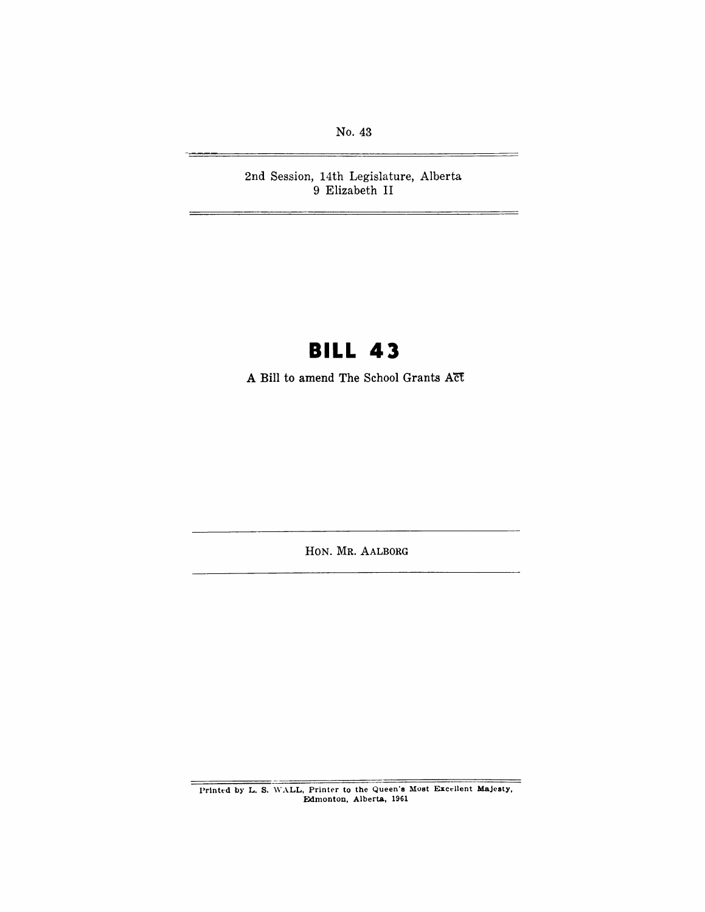No. 43

2nd Session, 14th Legislature, Alberta
9 Elizabeth II

# BILL 43

A Bill to amend The School Grants Act

HON. MR. AALBORG

Printed by L. S. WALL, Printer to the Queen's Most Excellent Majesty, Edmonton, Alberta, 1961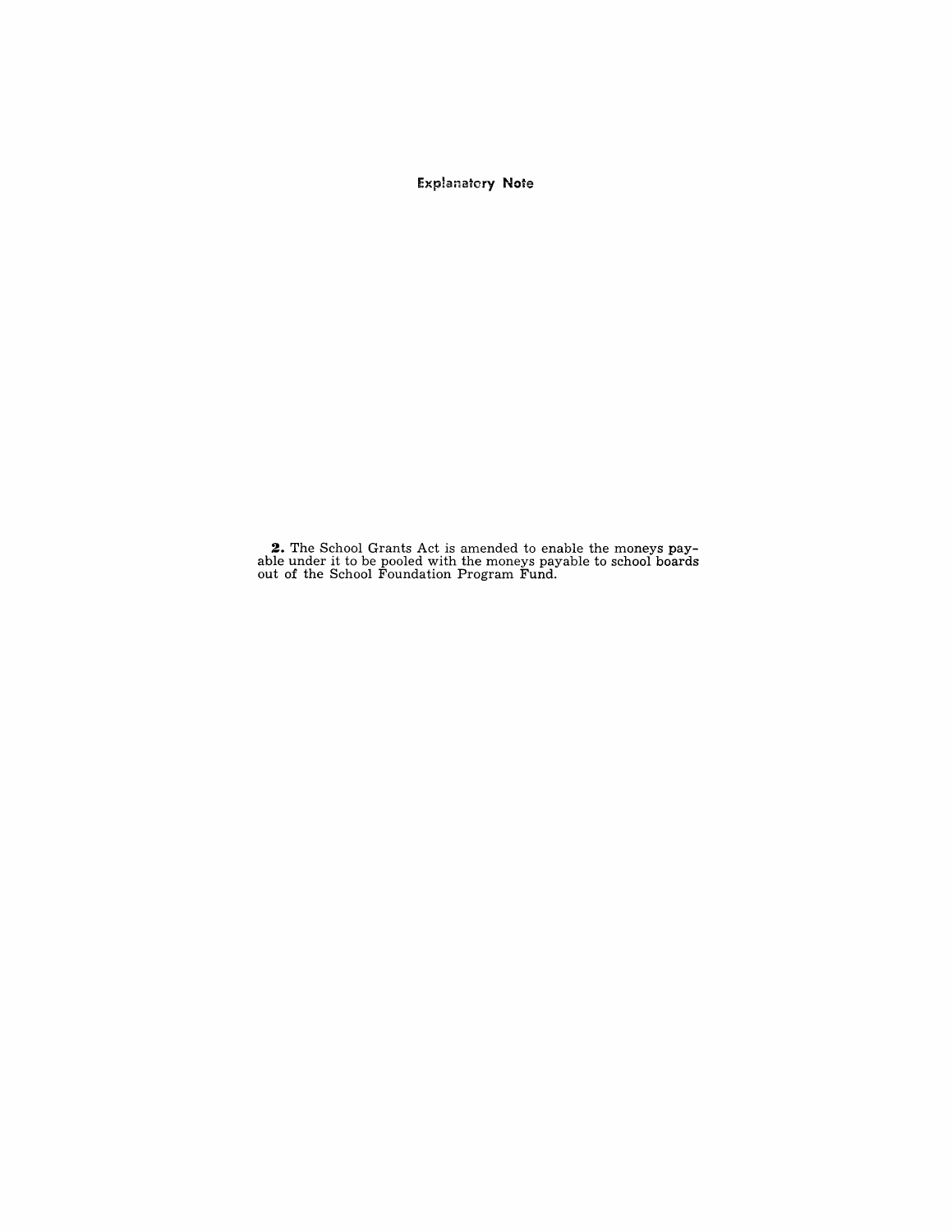## Explanatory Note

**2.** The School Grants Act is amended to enable the moneys payable under it to be pooled with the moneys payable to school boards out of the School Foundation Program Fund.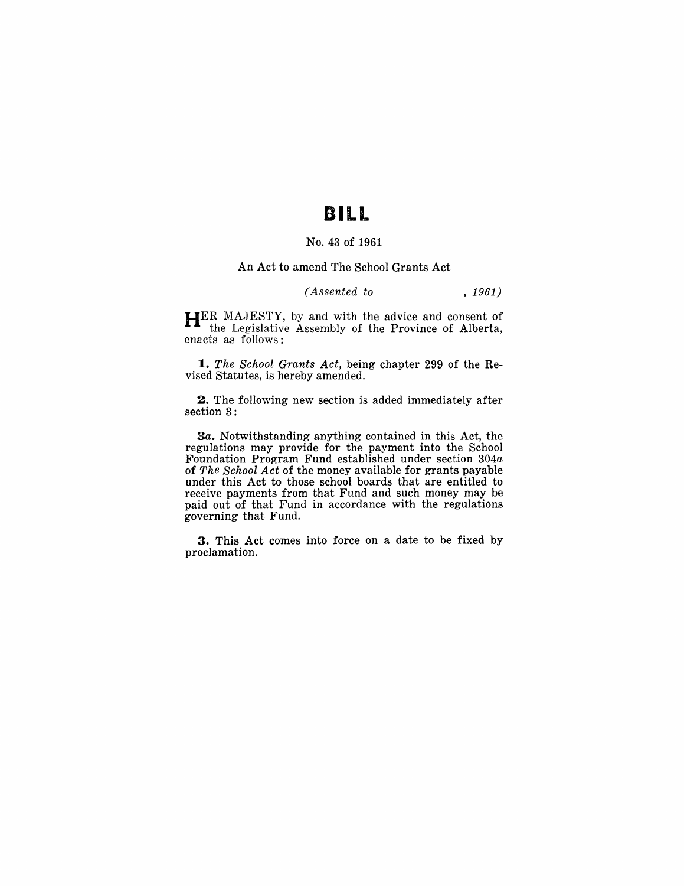# BILL

No. 43 of 1961

An Act to amend The School Grants Act

*(Assented to , 1961)*

HER MAJESTY, by and with the advice and consent of the Legislative Assembly of the Province of Alberta, enacts as follows:

**1.** *The School Grants Act*, being chapter 299 of the Revised Statutes, is hereby amended.

**2.** The following new section is added immediately after section 3:

**3*a*.** Notwithstanding anything contained in this Act, the regulations may provide for the payment into the School Foundation Program Fund established under section 304*a* of *The School Act* of the money available for grants payable under this Act to those school boards that are entitled to receive payments from that Fund and such money may be paid out of that Fund in accordance with the regulations governing that Fund.

**3.** This Act comes into force on a date to be fixed by proclamation.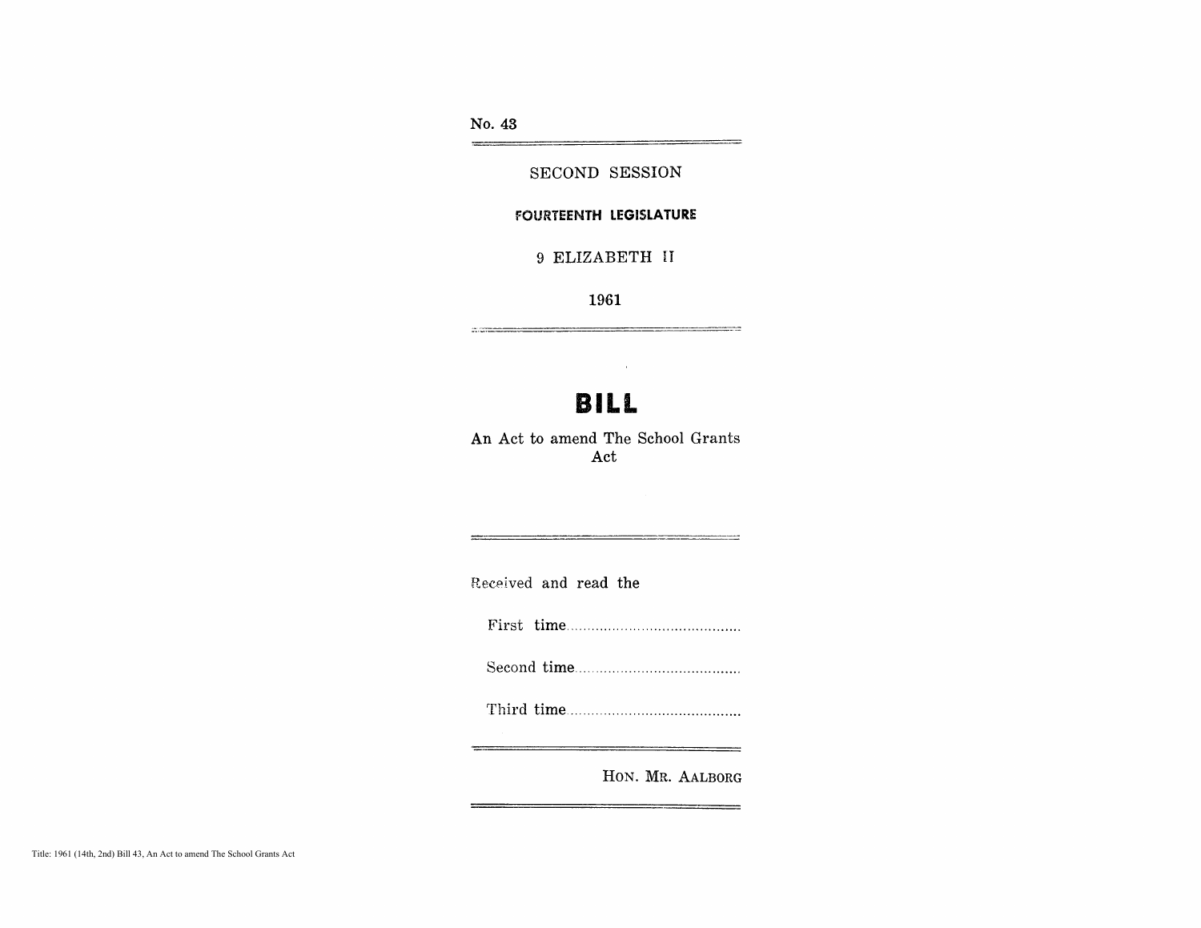No. 43

SECOND SESSION

FOURTEENTH LEGISLATURE

9 ELIZABETH II

1961

# BILL

An Act to amend The School Grants Act

Received and read the

First time........................................

Second time........................................

Third time........................................

HON. MR. AALBORG

Title: 1961 (14th, 2nd) Bill 43, An Act to amend The School Grants Act